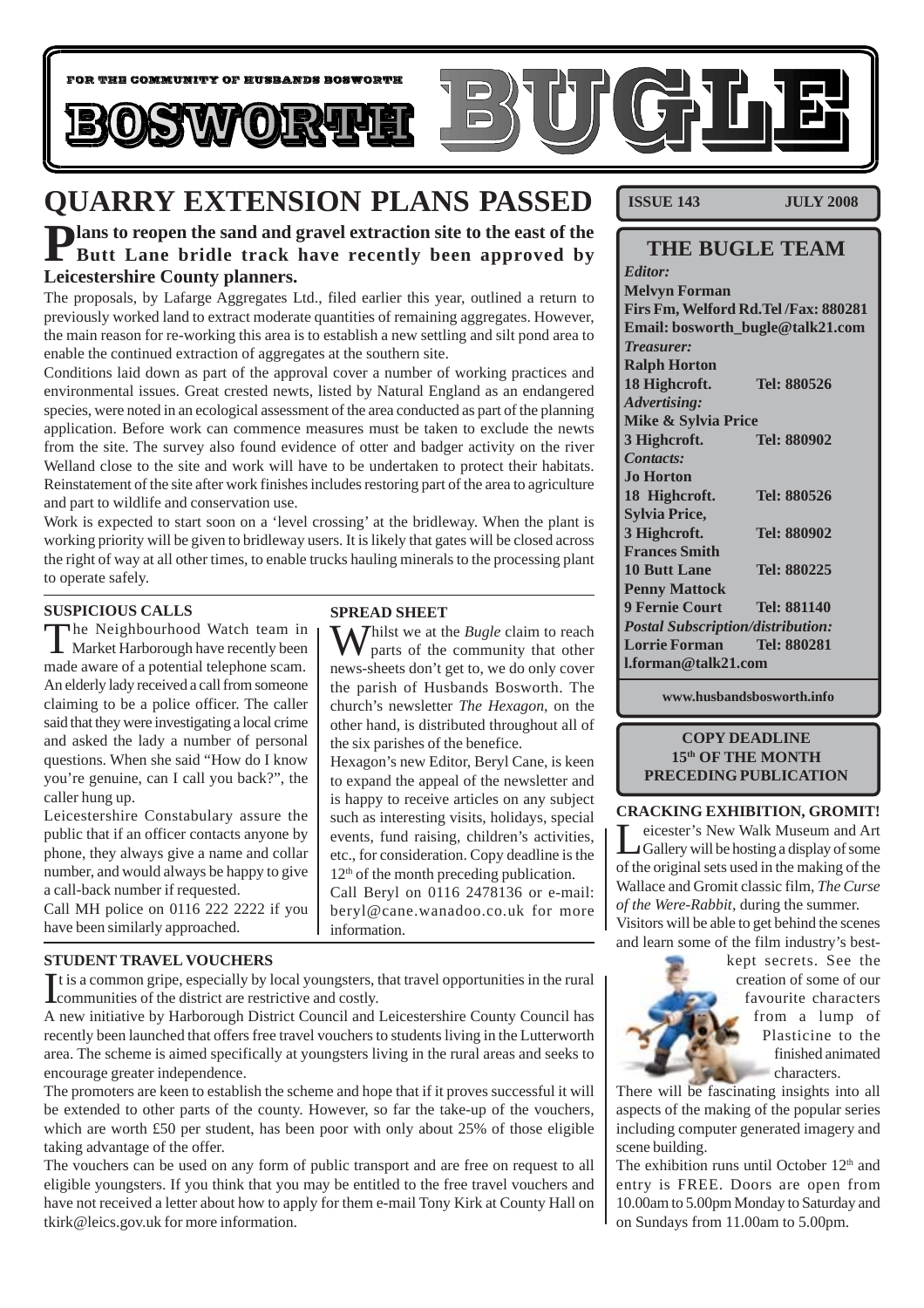FOR THE COMMUNITY OF HUSBANDS BOSWORTH

# BOSWORTH BUGLE

**ISSUE 143 JULY 2008**

# QUARRY EXTENSION PLANS PASSED

**Plans to reopen the sand and gravel extraction site to the east of the Butt Lane bridle track have recently been approved by Leicestershire County planners.**

The proposals, by Lafarge Aggregates Ltd., filed earlier this year, outlined a return to previously worked land to extract moderate quantities of remaining aggregates. However, the main reason for re-working this area is to establish a new settling and silt pond area to enable the continued extraction of aggregates at the southern site.

Conditions laid down as part of the approval cover a number of working practices and environmental issues. Great crested newts, listed by Natural England as an endangered species, were noted in an ecological assessment of the area conducted as part of the planning application. Before work can commence measures must be taken to exclude the newts from the site. The survey also found evidence of otter and badger activity on the river Welland close to the site and work will have to be undertaken to protect their habitats. Reinstatement of the site after work finishes includes restoring part of the area to agriculture and part to wildlife and conservation use.

Work is expected to start soon on a 'level crossing' at the bridleway. When the plant is working priority will be given to bridleway users. It is likely that gates will be closed across the right of way at all other times, to enable trucks hauling minerals to the processing plant to operate safely.

### SUSPICIOUS CALLS

The Neighbourhood Watch team in Market Harborough have recently been made aware of a potential telephone scam. An elderly lady received a call from someone claiming to be a police officer. The caller said that they were investigating a local crime and asked the lady a number of personal questions. When she said "How do I know you're genuine, can I call you back?", the caller hung up.

Leicestershire Constabulary assure the public that if an officer contacts anyone by phone, they always give a name and collar number, and would always be happy to give a call-back number if requested.

Call MH police on 0116 222 2222 if you have been similarly approached.

### SPREAD SHEET

Whilst we at the *Bugle* claim to reach parts of the community that other news-sheets don't get to, we do only cover the parish of Husbands Bosworth. The church's newsletter *The Hexagon*, on the other hand, is distributed throughout all of the six parishes of the benefice.

Hexagon's new Editor, Beryl Cane, is keen to expand the appeal of the newsletter and is happy to receive articles on any subject such as interesting visits, holidays, special events, fund raising, children's activities, etc., for consideration. Copy deadline is the 12th of the month preceding publication.

Call Beryl on 0116 2478136 or e-mail: beryl@cane.wanadoo.co.uk for more information.

### STUDENT TRAVEL VOUCHERS

It is a common gripe, especially by local youngsters, that travel opportunities in the rural communities of the district are restrictive and costly.

A new initiative by Harborough District Council and Leicestershire County Council has recently been launched that offers free travel vouchers to students living in the Lutterworth area. The scheme is aimed specifically at youngsters living in the rural areas and seeks to encourage greater independence.

The promoters are keen to establish the scheme and hope that if it proves successful it will be extended to other parts of the county. However, so far the take-up of the vouchers, which are worth £50 per student, has been poor with only about 25% of those eligible taking advantage of the offer.

The vouchers can be used on any form of public transport and are free on request to all eligible youngsters. If you think that you may be entitled to the free travel vouchers and have not received a letter about how to apply for them e-mail Tony Kirk at County Hall on tkirk@leics.gov.uk for more information.

## THE BUGLE TEAM

*Editor:*
**Melvyn Forman**
**Firs Fm, Welford Rd. Tel /Fax: 880281**
**Email: bosworth_bugle@talk21.com**

*Treasurer:*
**Ralph Horton**
**18 Highcroft. Tel: 880526**

*Advertising:*
**Mike & Sylvia Price**
**3 Highcroft. Tel: 880902**

*Contacts:*
**Jo Horton**
**18 Highcroft. Tel: 880526**
**Sylvia Price,**
**3 Highcroft. Tel: 880902**
**Frances Smith**
**10 Butt Lane Tel: 880225**
**Penny Mattock**
**9 Fernie Court Tel: 881140**

*Postal Subscription/distribution:*
**Lorrie Forman Tel: 880281**
**l.forman@talk21.com**

**www.husbandsbosworth.info**

**COPY DEADLINE**
**15th OF THE MONTH PRECEDING PUBLICATION**

### CRACKING EXHIBITION, GROMIT!

Leicester's New Walk Museum and Art Gallery will be hosting a display of some of the original sets used in the making of the Wallace and Gromit classic film, *The Curse of the Were-Rabbit*, during the summer.

Visitors will be able to get behind the scenes and learn some of the film industry's best-kept secrets. See the creation of some of our favourite characters from a lump of Plasticine to the finished animated characters.

There will be fascinating insights into all aspects of the making of the popular series including computer generated imagery and scene building.

The exhibition runs until October 12th and entry is FREE. Doors are open from 10.00am to 5.00pm Monday to Saturday and on Sundays from 11.00am to 5.00pm.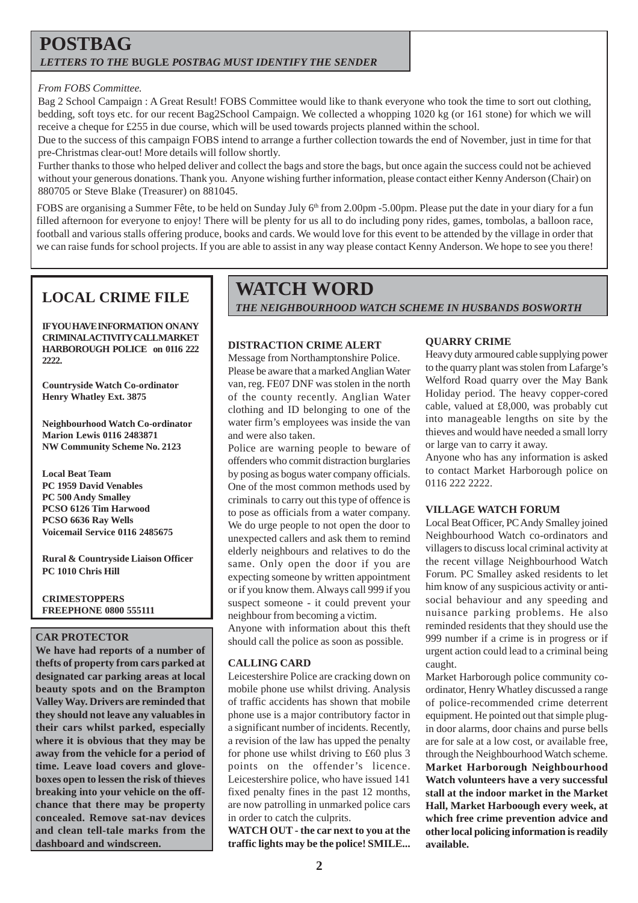# POSTBAG

*LETTERS TO THE* **BUGLE** *POSTBAG MUST IDENTIFY THE SENDER*

*From FOBS Committee.*

Bag 2 School Campaign : A Great Result! FOBS Committee would like to thank everyone who took the time to sort out clothing, bedding, soft toys etc. for our recent Bag2School Campaign. We collected a whopping 1020 kg (or 161 stone) for which we will receive a cheque for £255 in due course, which will be used towards projects planned within the school.

Due to the success of this campaign FOBS intend to arrange a further collection towards the end of November, just in time for that pre-Christmas clear-out! More details will follow shortly.

Further thanks to those who helped deliver and collect the bags and store the bags, but once again the success could not be achieved without your generous donations. Thank you. Anyone wishing further information, please contact either Kenny Anderson (Chair) on 880705 or Steve Blake (Treasurer) on 881045.

FOBS are organising a Summer Fête, to be held on Sunday July 6th from 2.00pm -5.00pm. Please put the date in your diary for a fun filled afternoon for everyone to enjoy! There will be plenty for us all to do including pony rides, games, tombolas, a balloon race, football and various stalls offering produce, books and cards. We would love for this event to be attended by the village in order that we can raise funds for school projects. If you are able to assist in any way please contact Kenny Anderson. We hope to see you there!

## LOCAL CRIME FILE

**IF YOU HAVE INFORMATION ON ANY CRIMINAL ACTIVITY CALL MARKET HARBOROUGH POLICE on 0116 222 2222.**

**Countryside Watch Co-ordinator**
**Henry Whatley Ext. 3875**

**Neighbourhood Watch Co-ordinator**
**Marion Lewis 0116 2483871**
**NW Community Scheme No. 2123**

**Local Beat Team**
**PC 1959 David Venables**
**PC 500 Andy Smalley**
**PCSO 6126 Tim Harwood**
**PCSO 6636 Ray Wells**
**Voicemail Service 0116 2485675**

**Rural & Countryside Liaison Officer**
**PC 1010 Chris Hill**

**CRIMESTOPPERS**
**FREEPHONE 0800 555111**

### CAR PROTECTOR

**We have had reports of a number of thefts of property from cars parked at designated car parking areas at local beauty spots and on the Brampton Valley Way. Drivers are reminded that they should not leave any valuables in their cars whilst parked, especially where it is obvious that they may be away from the vehicle for a period of time. Leave load covers and glove-boxes open to lessen the risk of thieves breaking into your vehicle on the off-chance that there may be property concealed. Remove sat-nav devices and clean tell-tale marks from the dashboard and windscreen.**

# WATCH WORD

*THE NEIGHBOURHOOD WATCH SCHEME IN HUSBANDS BOSWORTH*

### DISTRACTION CRIME ALERT

Message from Northamptonshire Police.

Please be aware that a marked Anglian Water van, reg. FE07 DNF was stolen in the north of the county recently. Anglian Water clothing and ID belonging to one of the water firm's employees was inside the van and were also taken.

Police are warning people to beware of offenders who commit distraction burglaries by posing as bogus water company officials. One of the most common methods used by criminals to carry out this type of offence is to pose as officials from a water company. We do urge people to not open the door to unexpected callers and ask them to remind elderly neighbours and relatives to do the same. Only open the door if you are expecting someone by written appointment or if you know them. Always call 999 if you suspect someone - it could prevent your neighbour from becoming a victim.

Anyone with information about this theft should call the police as soon as possible.

### CALLING CARD

Leicestershire Police are cracking down on mobile phone use whilst driving. Analysis of traffic accidents has shown that mobile phone use is a major contributory factor in a significant number of incidents. Recently, a revision of the law has upped the penalty for phone use whilst driving to £60 plus 3 points on the offender's licence. Leicestershire police, who have issued 141 fixed penalty fines in the past 12 months, are now patrolling in unmarked police cars in order to catch the culprits.

**WATCH OUT - the car next to you at the traffic lights may be the police! SMILE...**

### QUARRY CRIME

Heavy duty armoured cable supplying power to the quarry plant was stolen from Lafarge's Welford Road quarry over the May Bank Holiday period. The heavy copper-cored cable, valued at £8,000, was probably cut into manageable lengths on site by the thieves and would have needed a small lorry or large van to carry it away.

Anyone who has any information is asked to contact Market Harborough police on 0116 222 2222.

### VILLAGE WATCH FORUM

Local Beat Officer, PC Andy Smalley joined Neighbourhood Watch co-ordinators and villagers to discuss local criminal activity at the recent village Neighbourhood Watch Forum. PC Smalley asked residents to let him know of any suspicious activity or anti-social behaviour and any speeding and nuisance parking problems. He also reminded residents that they should use the 999 number if a crime is in progress or if urgent action could lead to a criminal being caught.

Market Harborough police community co-ordinator, Henry Whatley discussed a range of police-recommended crime deterrent equipment. He pointed out that simple plug-in door alarms, door chains and purse bells are for sale at a low cost, or available free, through the Neighbourhood Watch scheme. **Market Harborough Neighbourhood Watch volunteers have a very successful stall at the indoor market in the Market Hall, Market Harboough every week, at which free crime prevention advice and other local policing information is readily available.**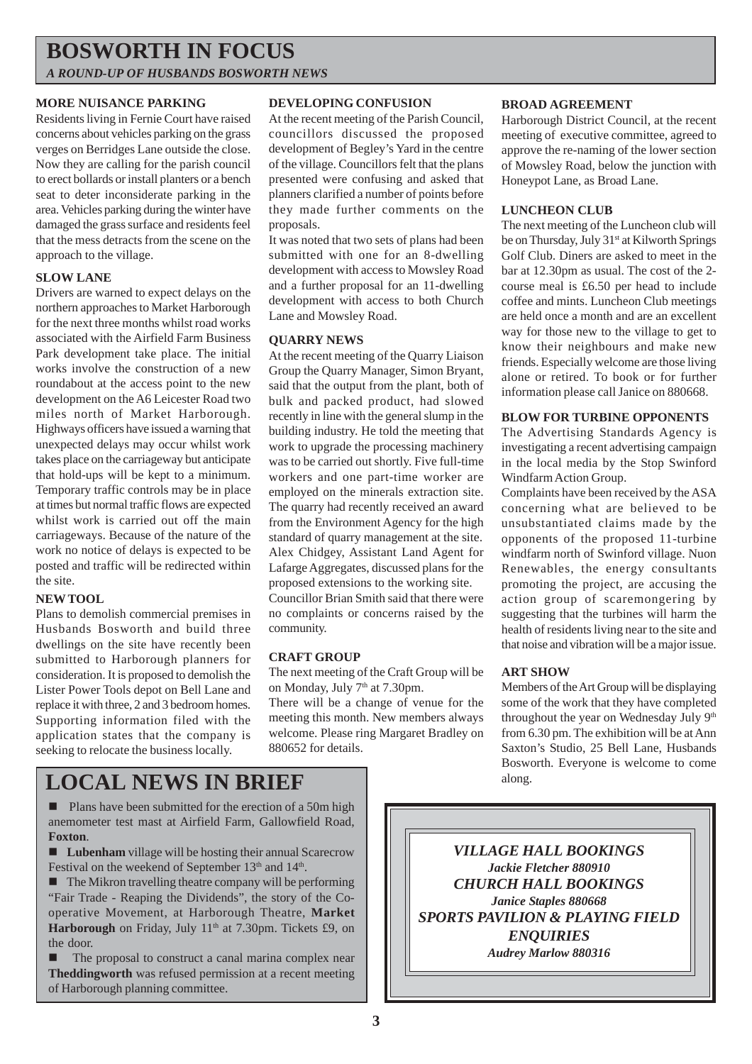# BOSWORTH IN FOCUS

*A ROUND-UP OF HUSBANDS BOSWORTH NEWS*

### MORE NUISANCE PARKING

Residents living in Fernie Court have raised concerns about vehicles parking on the grass verges on Berridges Lane outside the close. Now they are calling for the parish council to erect bollards or install planters or a bench seat to deter inconsiderate parking in the area. Vehicles parking during the winter have damaged the grass surface and residents feel that the mess detracts from the scene on the approach to the village.

### SLOW LANE

Drivers are warned to expect delays on the northern approaches to Market Harborough for the next three months whilst road works associated with the Airfield Farm Business Park development take place. The initial works involve the construction of a new roundabout at the access point to the new development on the A6 Leicester Road two miles north of Market Harborough. Highways officers have issued a warning that unexpected delays may occur whilst work takes place on the carriageway but anticipate that hold-ups will be kept to a minimum. Temporary traffic controls may be in place at times but normal traffic flows are expected whilst work is carried out off the main carriageways. Because of the nature of the work no notice of delays is expected to be posted and traffic will be redirected within the site.

### NEW TOOL

Plans to demolish commercial premises in Husbands Bosworth and build three dwellings on the site have recently been submitted to Harborough planners for consideration. It is proposed to demolish the Lister Power Tools depot on Bell Lane and replace it with three, 2 and 3 bedroom homes. Supporting information filed with the application states that the company is seeking to relocate the business locally.

### DEVELOPING CONFUSION

At the recent meeting of the Parish Council, councillors discussed the proposed development of Begley's Yard in the centre of the village. Councillors felt that the plans presented were confusing and asked that planners clarified a number of points before they made further comments on the proposals.

It was noted that two sets of plans had been submitted with one for an 8-dwelling development with access to Mowsley Road and a further proposal for an 11-dwelling development with access to both Church Lane and Mowsley Road.

### QUARRY NEWS

At the recent meeting of the Quarry Liaison Group the Quarry Manager, Simon Bryant, said that the output from the plant, both of bulk and packed product, had slowed recently in line with the general slump in the building industry. He told the meeting that work to upgrade the processing machinery was to be carried out shortly. Five full-time workers and one part-time worker are employed on the minerals extraction site. The quarry had recently received an award from the Environment Agency for the high standard of quarry management at the site. Alex Chidgey, Assistant Land Agent for Lafarge Aggregates, discussed plans for the proposed extensions to the working site.

Councillor Brian Smith said that there were no complaints or concerns raised by the community.

### CRAFT GROUP

The next meeting of the Craft Group will be on Monday, July 7th at 7.30pm.

There will be a change of venue for the meeting this month. New members always welcome. Please ring Margaret Bradley on 880652 for details.

### BROAD AGREEMENT

Harborough District Council, at the recent meeting of executive committee, agreed to approve the re-naming of the lower section of Mowsley Road, below the junction with Honeypot Lane, as Broad Lane.

### LUNCHEON CLUB

The next meeting of the Luncheon club will be on Thursday, July 31st at Kilworth Springs Golf Club. Diners are asked to meet in the bar at 12.30pm as usual. The cost of the 2-course meal is £6.50 per head to include coffee and mints. Luncheon Club meetings are held once a month and are an excellent way for those new to the village to get to know their neighbours and make new friends. Especially welcome are those living alone or retired. To book or for further information please call Janice on 880668.

### BLOW FOR TURBINE OPPONENTS

The Advertising Standards Agency is investigating a recent advertising campaign in the local media by the Stop Swinford Windfarm Action Group.

Complaints have been received by the ASA concerning what are believed to be unsubstantiated claims made by the opponents of the proposed 11-turbine windfarm north of Swinford village. Nuon Renewables, the energy consultants promoting the project, are accusing the action group of scaremongering by suggesting that the turbines will harm the health of residents living near to the site and that noise and vibration will be a major issue.

### ART SHOW

Members of the Art Group will be displaying some of the work that they have completed throughout the year on Wednesday July 9th from 6.30 pm. The exhibition will be at Ann Saxton's Studio, 25 Bell Lane, Husbands Bosworth. Everyone is welcome to come along.

## LOCAL NEWS IN BRIEF

- Plans have been submitted for the erection of a 50m high anemometer test mast at Airfield Farm, Gallowfield Road, **Foxton**.
- **Lubenham** village will be hosting their annual Scarecrow Festival on the weekend of September 13th and 14th.
- The Mikron travelling theatre company will be performing "Fair Trade - Reaping the Dividends", the story of the Co-operative Movement, at Harborough Theatre, **Market Harborough** on Friday, July 11th at 7.30pm. Tickets £9, on the door.
- The proposal to construct a canal marina complex near **Theddingworth** was refused permission at a recent meeting of Harborough planning committee.

***VILLAGE HALL BOOKINGS***
***Jackie Fletcher 880910***
***CHURCH HALL BOOKINGS***
***Janice Staples 880668***
***SPORTS PAVILION & PLAYING FIELD ENQUIRIES***
***Audrey Marlow 880316***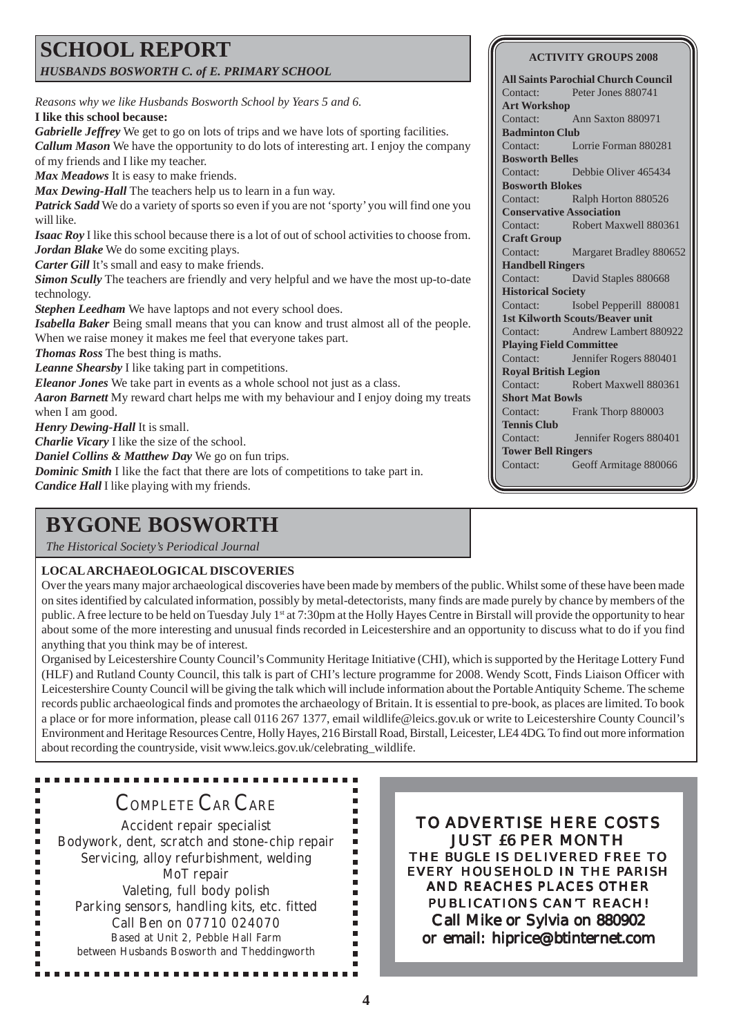# SCHOOL REPORT

*HUSBANDS BOSWORTH C. of E. PRIMARY SCHOOL*

*Reasons why we like Husbands Bosworth School by Years 5 and 6.*

**I like this school because:**

***Gabrielle Jeffrey*** We get to go on lots of trips and we have lots of sporting facilities.

***Callum Mason*** We have the opportunity to do lots of interesting art. I enjoy the company of my friends and I like my teacher.

***Max Meadows*** It is easy to make friends.

***Max Dewing-Hall*** The teachers help us to learn in a fun way.

***Patrick Sadd*** We do a variety of sports so even if you are not 'sporty' you will find one you will like.

***Isaac Roy*** I like this school because there is a lot of out of school activities to choose from.

***Jordan Blake*** We do some exciting plays.

***Carter Gill*** It's small and easy to make friends.

***Simon Scully*** The teachers are friendly and very helpful and we have the most up-to-date technology.

***Stephen Leedham*** We have laptops and not every school does.

***Isabella Baker*** Being small means that you can know and trust almost all of the people. When we raise money it makes me feel that everyone takes part.

***Thomas Ross*** The best thing is maths.

***Leanne Shearsby*** I like taking part in competitions.

***Eleanor Jones*** We take part in events as a whole school not just as a class.

***Aaron Barnett*** My reward chart helps me with my behaviour and I enjoy doing my treats when I am good.

***Henry Dewing-Hall*** It is small.

***Charlie Vicary*** I like the size of the school.

***Daniel Collins & Matthew Day*** We go on fun trips.

***Dominic Smith*** I like the fact that there are lots of competitions to take part in.

***Candice Hall*** I like playing with my friends.

## ACTIVITY GROUPS 2008

**All Saints Parochial Church Council**
Contact: Peter Jones 880741

**Art Workshop**
Contact: Ann Saxton 880971

**Badminton Club**
Contact: Lorrie Forman 880281

**Bosworth Belles**
Contact: Debbie Oliver 465434

**Bosworth Blokes**
Contact: Ralph Horton 880526

**Conservative Association**
Contact: Robert Maxwell 880361

**Craft Group**
Contact: Margaret Bradley 880652

**Handbell Ringers**
Contact: David Staples 880668

**Historical Society**
Contact: Isobel Pepperill 880081

**1st Kilworth Scouts/Beaver unit**
Contact: Andrew Lambert 880922

**Playing Field Committee**
Contact: Jennifer Rogers 880401

**Royal British Legion**
Contact: Robert Maxwell 880361

**Short Mat Bowls**
Contact: Frank Thorp 880003

**Tennis Club**
Contact: Jennifer Rogers 880401

**Tower Bell Ringers**
Contact: Geoff Armitage 880066

# BYGONE BOSWORTH

*The Historical Society's Periodical Journal*

**LOCAL ARCHAEOLOGICAL DISCOVERIES**

Over the years many major archaeological discoveries have been made by members of the public. Whilst some of these have been made on sites identified by calculated information, possibly by metal-detectorists, many finds are made purely by chance by members of the public. A free lecture to be held on Tuesday July 1st at 7:30pm at the Holly Hayes Centre in Birstall will provide the opportunity to hear about some of the more interesting and unusual finds recorded in Leicestershire and an opportunity to discuss what to do if you find anything that you think may be of interest.

Organised by Leicestershire County Council's Community Heritage Initiative (CHI), which is supported by the Heritage Lottery Fund (HLF) and Rutland County Council, this talk is part of CHI's lecture programme for 2008. Wendy Scott, Finds Liaison Officer with Leicestershire County Council will be giving the talk which will include information about the Portable Antiquity Scheme. The scheme records public archaeological finds and promotes the archaeology of Britain. It is essential to pre-book, as places are limited. To book a place or for more information, please call 0116 267 1377, email wildlife@leics.gov.uk or write to Leicestershire County Council's Environment and Heritage Resources Centre, Holly Hayes, 216 Birstall Road, Birstall, Leicester, LE4 4DG. To find out more information about recording the countryside, visit www.leics.gov.uk/celebrating_wildlife.

## COMPLETE CAR CARE

Accident repair specialist
Bodywork, dent, scratch and stone-chip repair
Servicing, alloy refurbishment, welding
MoT repair
Valeting, full body polish
Parking sensors, handling kits, etc. fitted
Call Ben on 07710 024070
Based at Unit 2, Pebble Hall Farm
between Husbands Bosworth and Theddingworth

**TO ADVERTISE HERE COSTS JUST £6 PER MONTH**
THE BUGLE IS DELIVERED FREE TO EVERY HOUSEHOLD IN THE PARISH AND REACHES PLACES OTHER PUBLICATIONS CAN'T REACH!
**Call Mike or Sylvia on 880902 or email: hiprice@btinternet.com**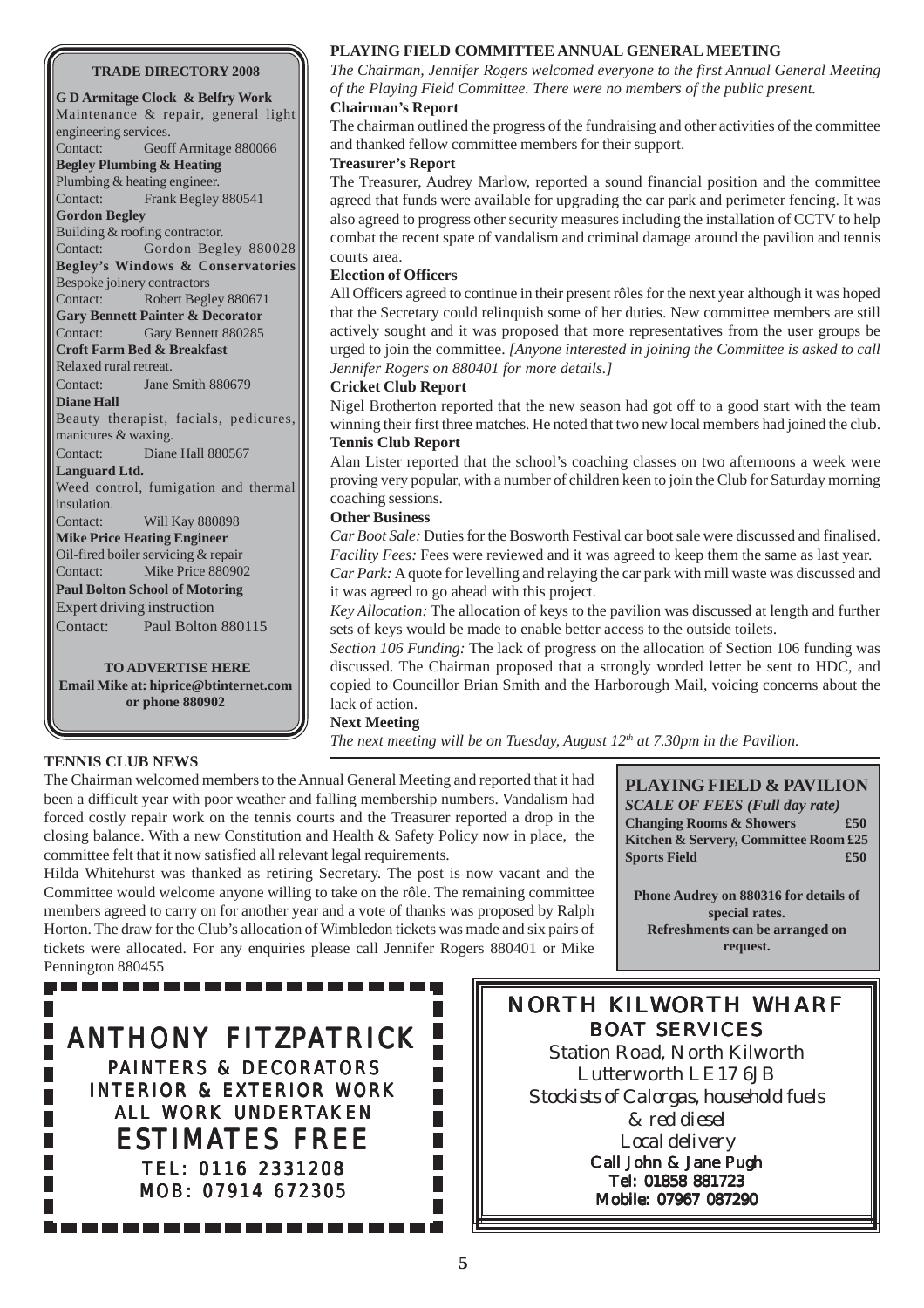## TRADE DIRECTORY 2008

**G D Armitage Clock & Belfry Work**
Maintenance & repair, general light engineering services.
Contact: Geoff Armitage 880066

**Begley Plumbing & Heating**
Plumbing & heating engineer.
Contact: Frank Begley 880541

**Gordon Begley**
Building & roofing contractor.
Contact: Gordon Begley 880028

**Begley's Windows & Conservatories**
Bespoke joinery contractors
Contact: Robert Begley 880671

**Gary Bennett Painter & Decorator**
Contact: Gary Bennett 880285

**Croft Farm Bed & Breakfast**
Relaxed rural retreat.
Contact: Jane Smith 880679

**Diane Hall**
Beauty therapist, facials, pedicures, manicures & waxing.
Contact: Diane Hall 880567

**Languard Ltd.**
Weed control, fumigation and thermal insulation.
Contact: Will Kay 880898

**Mike Price Heating Engineer**
Oil-fired boiler servicing & repair
Contact: Mike Price 880902

**Paul Bolton School of Motoring**
Expert driving instruction
Contact: Paul Bolton 880115

**TO ADVERTISE HERE**
**Email Mike at: hiprice@btinternet.com or phone 880902**

## PLAYING FIELD COMMITTEE ANNUAL GENERAL MEETING

*The Chairman, Jennifer Rogers welcomed everyone to the first Annual General Meeting of the Playing Field Committee. There were no members of the public present.*

**Chairman's Report**

The chairman outlined the progress of the fundraising and other activities of the committee and thanked fellow committee members for their support.

**Treasurer's Report**

The Treasurer, Audrey Marlow, reported a sound financial position and the committee agreed that funds were available for upgrading the car park and perimeter fencing. It was also agreed to progress other security measures including the installation of CCTV to help combat the recent spate of vandalism and criminal damage around the pavilion and tennis courts area.

**Election of Officers**

All Officers agreed to continue in their present rôles for the next year although it was hoped that the Secretary could relinquish some of her duties. New committee members are still actively sought and it was proposed that more representatives from the user groups be urged to join the committee. *[Anyone interested in joining the Committee is asked to call Jennifer Rogers on 880401 for more details.]*

**Cricket Club Report**

Nigel Brotherton reported that the new season had got off to a good start with the team winning their first three matches. He noted that two new local members had joined the club.

**Tennis Club Report**

Alan Lister reported that the school's coaching classes on two afternoons a week were proving very popular, with a number of children keen to join the Club for Saturday morning coaching sessions.

**Other Business**

*Car Boot Sale:* Duties for the Bosworth Festival car boot sale were discussed and finalised.

*Facility Fees:* Fees were reviewed and it was agreed to keep them the same as last year.

*Car Park:* A quote for levelling and relaying the car park with mill waste was discussed and it was agreed to go ahead with this project.

*Key Allocation:* The allocation of keys to the pavilion was discussed at length and further sets of keys would be made to enable better access to the outside toilets.

*Section 106 Funding:* The lack of progress on the allocation of Section 106 funding was discussed. The Chairman proposed that a strongly worded letter be sent to HDC, and copied to Councillor Brian Smith and the Harborough Mail, voicing concerns about the lack of action.

**Next Meeting**

*The next meeting will be on Tuesday, August 12th at 7.30pm in the Pavilion.*

## TENNIS CLUB NEWS

The Chairman welcomed members to the Annual General Meeting and reported that it had been a difficult year with poor weather and falling membership numbers. Vandalism had forced costly repair work on the tennis courts and the Treasurer reported a drop in the closing balance. With a new Constitution and Health & Safety Policy now in place, the committee felt that it now satisfied all relevant legal requirements.

Hilda Whitehurst was thanked as retiring Secretary. The post is now vacant and the Committee would welcome anyone willing to take on the rôle. The remaining committee members agreed to carry on for another year and a vote of thanks was proposed by Ralph Horton. The draw for the Club's allocation of Wimbledon tickets was made and six pairs of tickets were allocated. For any enquiries please call Jennifer Rogers 880401 or Mike Pennington 880455

## PLAYING FIELD & PAVILION

*SCALE OF FEES (Full day rate)*

| | |
|---|---|
| **Changing Rooms & Showers** | **£50** |
| **Kitchen & Servery, Committee Room** | **£25** |
| **Sports Field** | **£50** |

**Phone Audrey on 880316 for details of special rates.**
**Refreshments can be arranged on request.**

# ANTHONY FITZPATRICK

PAINTERS & DECORATORS
INTERIOR & EXTERIOR WORK
ALL WORK UNDERTAKEN
ESTIMATES FREE
TEL: 0116 2331208
MOB: 07914 672305

# NORTH KILWORTH WHARF

BOAT SERVICES
Station Road, North Kilworth
Lutterworth LE17 6JB
*Stockists of Calorgas, household fuels & red diesel*
*Local delivery*
**Call John & Jane Pugh**
**Tel: 01858 881723**
**Mobile: 07967 087290**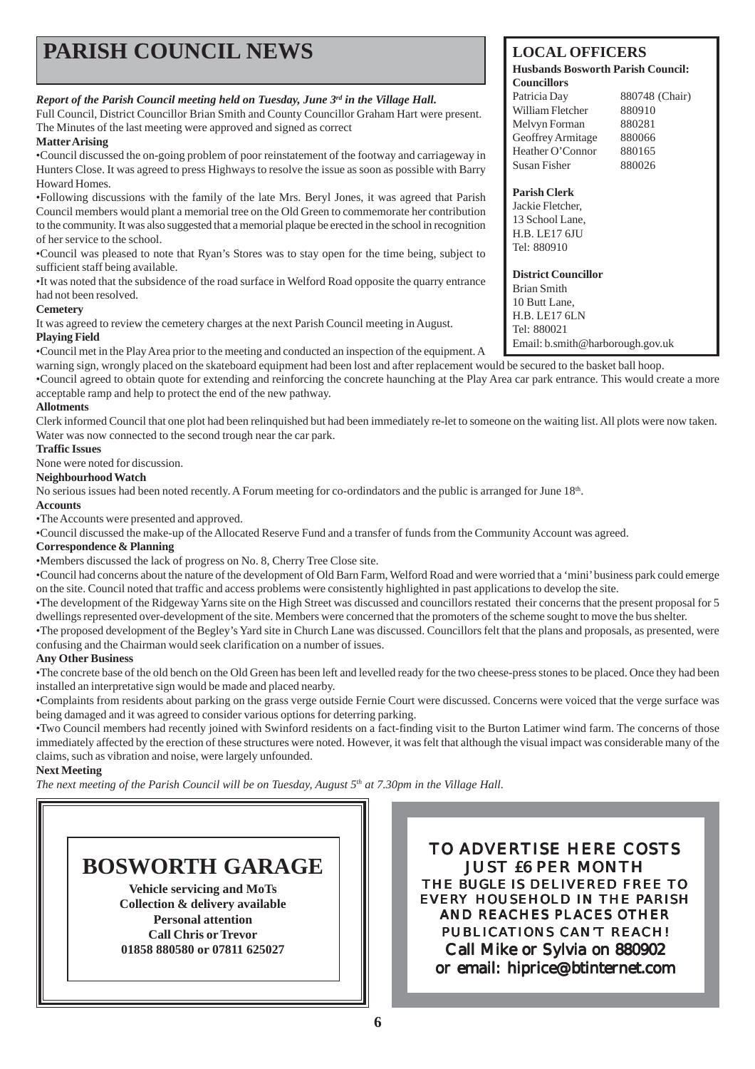# PARISH COUNCIL NEWS

***Report of the Parish Council meeting held on Tuesday, June 3rd in the Village Hall.***

Full Council, District Councillor Brian Smith and County Councillor Graham Hart were present. The Minutes of the last meeting were approved and signed as correct

**Matter Arising**

•Council discussed the on-going problem of poor reinstatement of the footway and carriageway in Hunters Close. It was agreed to press Highways to resolve the issue as soon as possible with Barry Howard Homes.

•Following discussions with the family of the late Mrs. Beryl Jones, it was agreed that Parish Council members would plant a memorial tree on the Old Green to commemorate her contribution to the community. It was also suggested that a memorial plaque be erected in the school in recognition of her service to the school.

•Council was pleased to note that Ryan's Stores was to stay open for the time being, subject to sufficient staff being available.

•It was noted that the subsidence of the road surface in Welford Road opposite the quarry entrance had not been resolved.

**Cemetery**

It was agreed to review the cemetery charges at the next Parish Council meeting in August.

**Playing Field**

•Council met in the Play Area prior to the meeting and conducted an inspection of the equipment. A warning sign, wrongly placed on the skateboard equipment had been lost and after replacement would be secured to the basket ball hoop.

•Council agreed to obtain quote for extending and reinforcing the concrete haunching at the Play Area car park entrance. This would create a more acceptable ramp and help to protect the end of the new pathway.

**Allotments**

Clerk informed Council that one plot had been relinquished but had been immediately re-let to someone on the waiting list. All plots were now taken. Water was now connected to the second trough near the car park.

**Traffic Issues**

None were noted for discussion.

**Neighbourhood Watch**

No serious issues had been noted recently. A Forum meeting for co-ordindators and the public is arranged for June 18th.

**Accounts**

•The Accounts were presented and approved.

•Council discussed the make-up of the Allocated Reserve Fund and a transfer of funds from the Community Account was agreed.

**Correspondence & Planning**

•Members discussed the lack of progress on No. 8, Cherry Tree Close site.

•Council had concerns about the nature of the development of Old Barn Farm, Welford Road and were worried that a 'mini' business park could emerge on the site. Council noted that traffic and access problems were consistently highlighted in past applications to develop the site.

•The development of the Ridgeway Yarns site on the High Street was discussed and councillors restated their concerns that the present proposal for 5 dwellings represented over-development of the site. Members were concerned that the promoters of the scheme sought to move the bus shelter.

•The proposed development of the Begley's Yard site in Church Lane was discussed. Councillors felt that the plans and proposals, as presented, were confusing and the Chairman would seek clarification on a number of issues.

**Any Other Business**

•The concrete base of the old bench on the Old Green has been left and levelled ready for the two cheese-press stones to be placed. Once they had been installed an interpretative sign would be made and placed nearby.

•Complaints from residents about parking on the grass verge outside Fernie Court were discussed. Concerns were voiced that the verge surface was being damaged and it was agreed to consider various options for deterring parking.

•Two Council members had recently joined with Swinford residents on a fact-finding visit to the Burton Latimer wind farm. The concerns of those immediately affected by the erection of these structures were noted. However, it was felt that although the visual impact was considerable many of the claims, such as vibration and noise, were largely unfounded.

**Next Meeting**

*The next meeting of the Parish Council will be on Tuesday, August 5th at 7.30pm in the Village Hall.*

## LOCAL OFFICERS

**Husbands Bosworth Parish Council:**

**Councillors**

| | |
|---|---|
| Patricia Day | 880748 (Chair) |
| William Fletcher | 880910 |
| Melvyn Forman | 880281 |
| Geoffrey Armitage | 880066 |
| Heather O'Connor | 880165 |
| Susan Fisher | 880026 |

**Parish Clerk**
Jackie Fletcher,
13 School Lane,
H.B. LE17 6JU
Tel: 880910

**District Councillor**
Brian Smith
10 Butt Lane,
H.B. LE17 6LN
Tel: 880021
Email: b.smith@harborough.gov.uk

## BOSWORTH GARAGE

**Vehicle servicing and MoTs**
**Collection & delivery available**
**Personal attention**
**Call Chris or Trevor**
**01858 880580 or 07811 625027**

TO ADVERTISE HERE COSTS JUST £6 PER MONTH
THE BUGLE IS DELIVERED FREE TO EVERY HOUSEHOLD IN THE PARISH AND REACHES PLACES OTHER PUBLICATIONS CAN'T REACH!
Call Mike or Sylvia on 880902
or email: hiprice@btinternet.com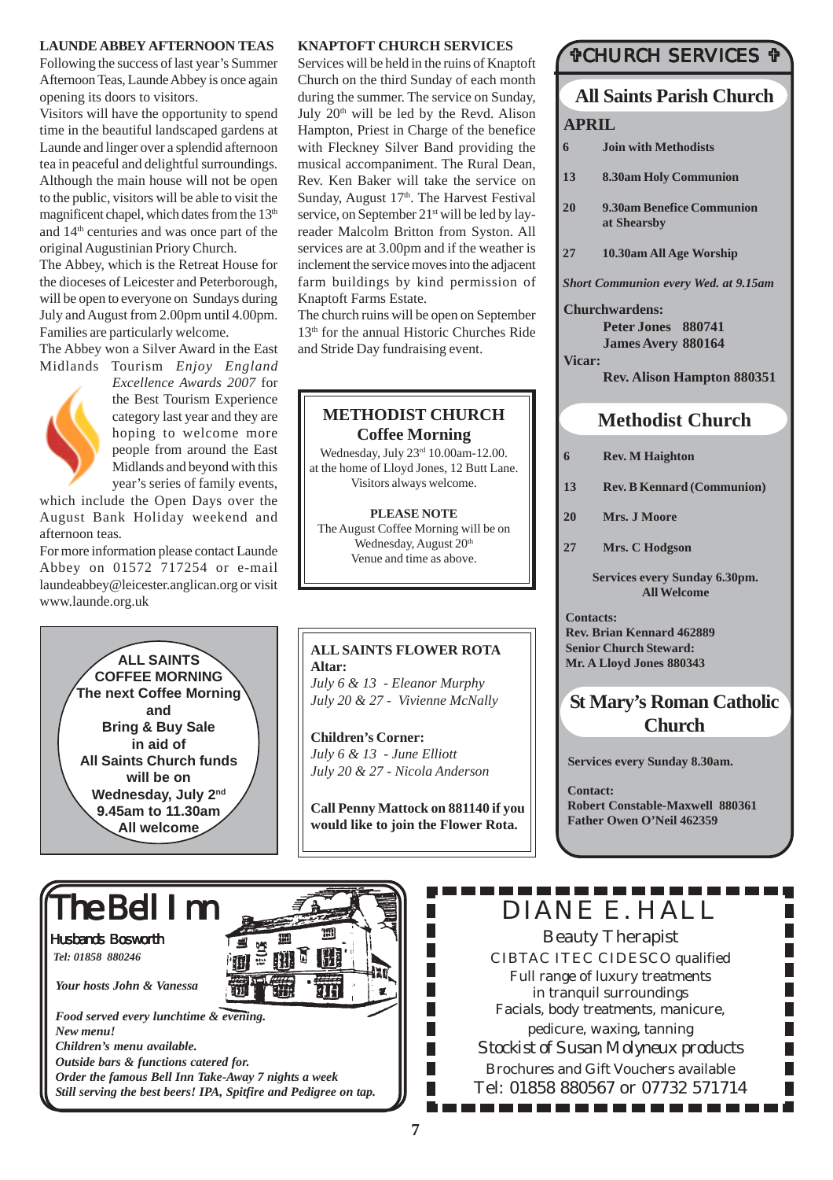## LAUNDE ABBEY AFTERNOON TEAS

Following the success of last year's Summer Afternoon Teas, Launde Abbey is once again opening its doors to visitors.

Visitors will have the opportunity to spend time in the beautiful landscaped gardens at Launde and linger over a splendid afternoon tea in peaceful and delightful surroundings. Although the main house will not be open to the public, visitors will be able to visit the magnificent chapel, which dates from the 13th and 14th centuries and was once part of the original Augustinian Priory Church.

The Abbey, which is the Retreat House for the dioceses of Leicester and Peterborough, will be open to everyone on Sundays during July and August from 2.00pm until 4.00pm. Families are particularly welcome.

The Abbey won a Silver Award in the East Midlands Tourism *Enjoy England Excellence Awards 2007* for the Best Tourism Experience category last year and they are hoping to welcome more people from around the East Midlands and beyond with this year's series of family events, which include the Open Days over the August Bank Holiday weekend and afternoon teas.

For more information please contact Launde Abbey on 01572 717254 or e-mail laundeabbey@leicester.anglican.org or visit www.launde.org.uk

**ALL SAINTS COFFEE MORNING**
**The next Coffee Morning and Bring & Buy Sale in aid of All Saints Church funds will be on Wednesday, July 2nd 9.45am to 11.30am**
**All welcome**

## KNAPTOFT CHURCH SERVICES

Services will be held in the ruins of Knaptoft Church on the third Sunday of each month during the summer. The service on Sunday, July 20th will be led by the Revd. Alison Hampton, Priest in Charge of the benefice with Fleckney Silver Band providing the musical accompaniment. The Rural Dean, Rev. Ken Baker will take the service on Sunday, August 17th. The Harvest Festival service, on September 21st will be led by lay-reader Malcolm Britton from Syston. All services are at 3.00pm and if the weather is inclement the service moves into the adjacent farm buildings by kind permission of Knaptoft Farms Estate.

The church ruins will be open on September 13th for the annual Historic Churches Ride and Stride Day fundraising event.

## METHODIST CHURCH Coffee Morning

Wednesday, July 23rd 10.00am-12.00.
at the home of Lloyd Jones, 12 Butt Lane.
Visitors always welcome.

**PLEASE NOTE**
The August Coffee Morning will be on Wednesday, August 20th
Venue and time as above.

## ALL SAINTS FLOWER ROTA

**Altar:**
*July 6 & 13 - Eleanor Murphy*
*July 20 & 27 - Vivienne McNally*

**Children's Corner:**
*July 6 & 13 - June Elliott*
*July 20 & 27 - Nicola Anderson*

**Call Penny Mattock on 881140 if you would like to join the Flower Rota.**

# ✞CHURCH SERVICES ✞

## All Saints Parish Church

**APRIL**

| | |
|---|---|
| 6 | Join with Methodists |
| 13 | 8.30am Holy Communion |
| 20 | 9.30am Benefice Communion at Shearsby |
| 27 | 10.30am All Age Worship |

***Short Communion every Wed. at 9.15am***

**Churchwardens:**
**Peter Jones 880741**
**James Avery 880164**
**Vicar:**
**Rev. Alison Hampton 880351**

## Methodist Church

| | |
|---|---|
| 6 | Rev. M Haighton |
| 13 | Rev. B Kennard (Communion) |
| 20 | Mrs. J Moore |
| 27 | Mrs. C Hodgson |

**Services every Sunday 6.30pm. All Welcome**

**Contacts:**
**Rev. Brian Kennard 462889**
**Senior Church Steward:**
**Mr. A Lloyd Jones 880343**

## St Mary's Roman Catholic Church

**Services every Sunday 8.30am.**

**Contact:**
**Robert Constable-Maxwell 880361**
**Father Owen O'Neil 462359**

# The Bell Inn

Husbands Bosworth
*Tel: 01858 880246*

*Your hosts John & Vanessa*

***Food served every lunchtime & evening.***
***New menu!***
***Children's menu available.***
***Outside bars & functions catered for.***
***Order the famous Bell Inn Take-Away 7 nights a week***
***Still serving the best beers! IPA, Spitfire and Pedigree on tap.***

# DIANE E. HALL

Beauty Therapist
CIBTAC ITEC CIDESCO qualified
Full range of luxury treatments in tranquil surroundings
Facials, body treatments, manicure, pedicure, waxing, tanning
*Stockist of Susan Molyneux products*
Brochures and Gift Vouchers available
Tel: 01858 880567 or 07732 571714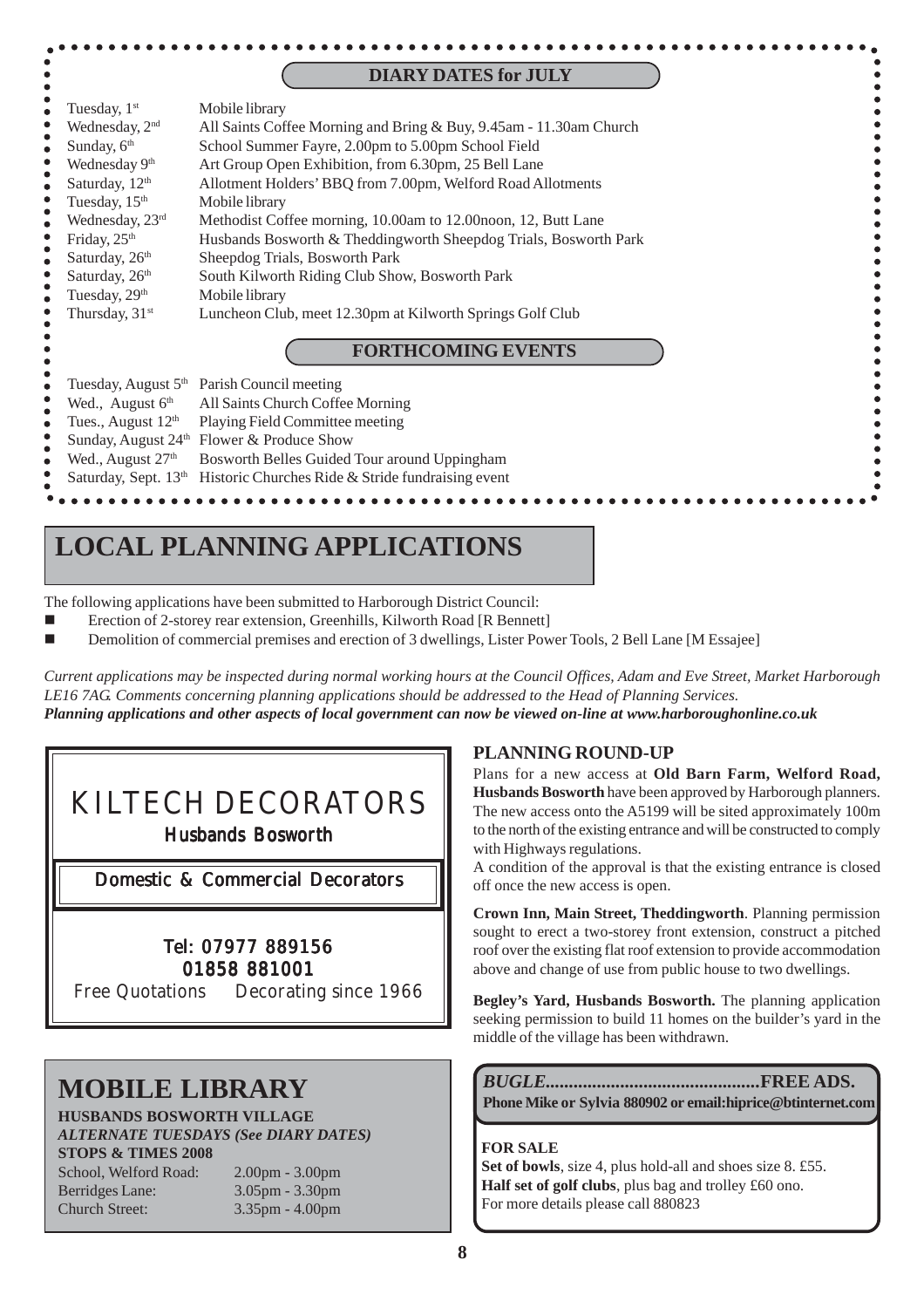## DIARY DATES for JULY

| | |
|---|---|
| Tuesday, 1st | Mobile library |
| Wednesday, 2nd | All Saints Coffee Morning and Bring & Buy, 9.45am - 11.30am Church |
| Sunday, 6th | School Summer Fayre, 2.00pm to 5.00pm School Field |
| Wednesday 9th | Art Group Open Exhibition, from 6.30pm, 25 Bell Lane |
| Saturday, 12th | Allotment Holders' BBQ from 7.00pm, Welford Road Allotments |
| Tuesday, 15th | Mobile library |
| Wednesday, 23rd | Methodist Coffee morning, 10.00am to 12.00noon, 12, Butt Lane |
| Friday, 25th | Husbands Bosworth & Theddingworth Sheepdog Trials, Bosworth Park |
| Saturday, 26th | Sheepdog Trials, Bosworth Park |
| Saturday, 26th | South Kilworth Riding Club Show, Bosworth Park |
| Tuesday, 29th | Mobile library |
| Thursday, 31st | Luncheon Club, meet 12.30pm at Kilworth Springs Golf Club |

## FORTHCOMING EVENTS

| | |
|---|---|
| Tuesday, August 5th | Parish Council meeting |
| Wed., August 6th | All Saints Church Coffee Morning |
| Tues., August 12th | Playing Field Committee meeting |
| Sunday, August 24th | Flower & Produce Show |
| Wed., August 27th | Bosworth Belles Guided Tour around Uppingham |
| Saturday, Sept. 13th | Historic Churches Ride & Stride fundraising event |

# LOCAL PLANNING APPLICATIONS

The following applications have been submitted to Harborough District Council:

- Erection of 2-storey rear extension, Greenhills, Kilworth Road [R Bennett]
- Demolition of commercial premises and erection of 3 dwellings, Lister Power Tools, 2 Bell Lane [M Essajee]

*Current applications may be inspected during normal working hours at the Council Offices, Adam and Eve Street, Market Harborough LE16 7AG. Comments concerning planning applications should be addressed to the Head of Planning Services.*
***Planning applications and other aspects of local government can now be viewed on-line at www.harboroughonline.co.uk***

## KILTECH DECORATORS

**Husbands Bosworth**

**Domestic & Commercial Decorators**

**Tel: 07977 889156**
**01858 881001**

Free Quotations    Decorating since 1966

## PLANNING ROUND-UP

Plans for a new access at **Old Barn Farm, Welford Road, Husbands Bosworth** have been approved by Harborough planners. The new access onto the A5199 will be sited approximately 100m to the north of the existing entrance and will be constructed to comply with Highways regulations.

A condition of the approval is that the existing entrance is closed off once the new access is open.

**Crown Inn, Main Street, Theddingworth**. Planning permission sought to erect a two-storey front extension, construct a pitched roof over the existing flat roof extension to provide accommodation above and change of use from public house to two dwellings.

**Begley's Yard, Husbands Bosworth.** The planning application seeking permission to build 11 homes on the builder's yard in the middle of the village has been withdrawn.

# MOBILE LIBRARY

**HUSBANDS BOSWORTH VILLAGE**
***ALTERNATE TUESDAYS (See DIARY DATES)***
**STOPS & TIMES 2008**

| | |
|---|---|
| School, Welford Road: | 2.00pm - 3.00pm |
| Berridges Lane: | 3.05pm - 3.30pm |
| Church Street: | 3.35pm - 4.00pm |

***BUGLE*.............................................FREE ADS.**
**Phone Mike or Sylvia 880902 or email:hiprice@btinternet.com**

**FOR SALE**
**Set of bowls**, size 4, plus hold-all and shoes size 8. £55.
**Half set of golf clubs**, plus bag and trolley £60 ono.
For more details please call 880823